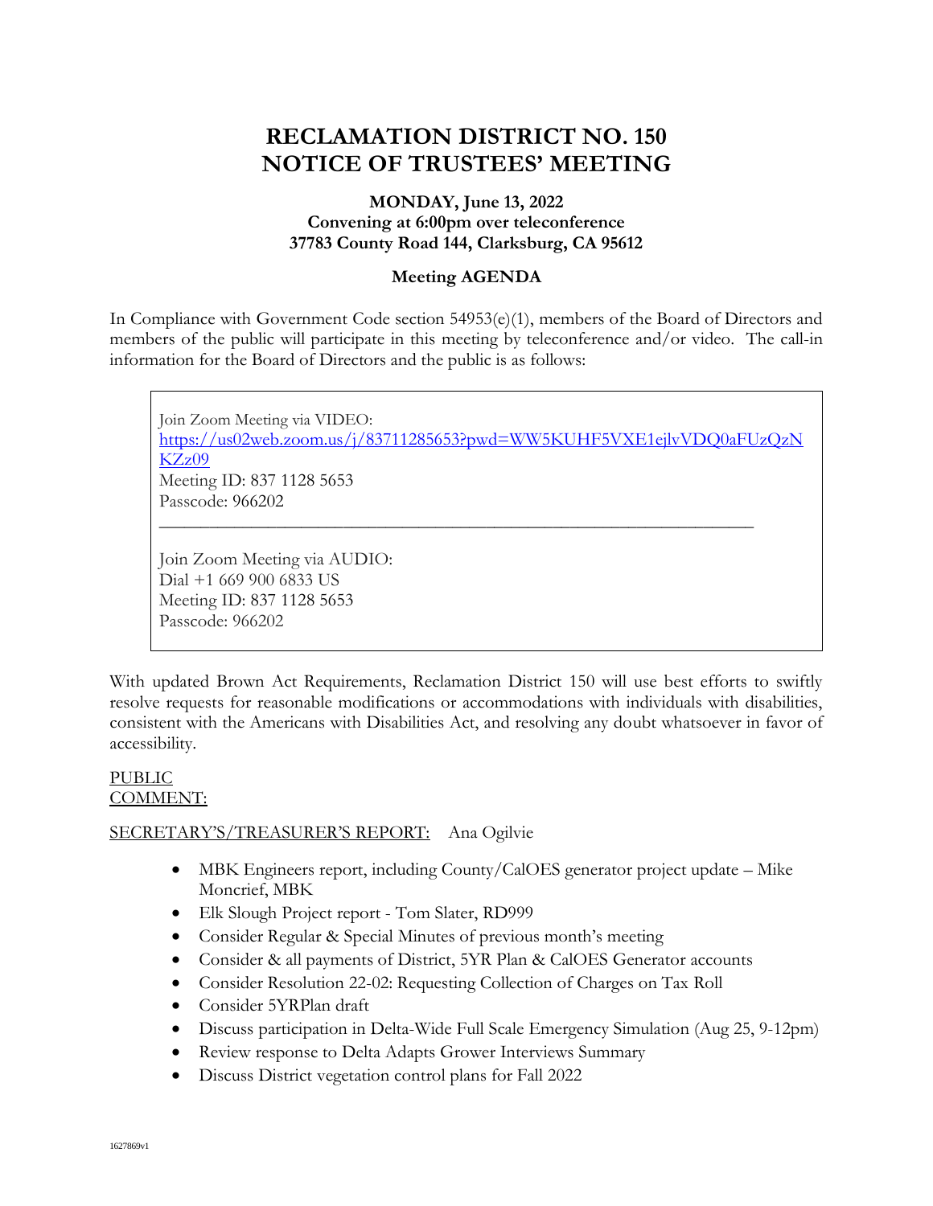# RECLAMATION DISTRICT NO. 150
# NOTICE OF TRUSTEES' MEETING

**MONDAY, June 13, 2022**
**Convening at 6:00pm over teleconference**
**37783 County Road 144, Clarksburg, CA 95612**

**Meeting AGENDA**

In Compliance with Government Code section 54953(e)(1), members of the Board of Directors and members of the public will participate in this meeting by teleconference and/or video. The call-in information for the Board of Directors and the public is as follows:

> Join Zoom Meeting via VIDEO:
> https://us02web.zoom.us/j/83711285653?pwd=WW5KUHF5VXE1ejlvVDQ0aFUzQzNKZz09
> Meeting ID: 837 1128 5653
> Passcode: 966202
>
> ---
>
> Join Zoom Meeting via AUDIO:
> Dial +1 669 900 6833 US
> Meeting ID: 837 1128 5653
> Passcode: 966202

With updated Brown Act Requirements, Reclamation District 150 will use best efforts to swiftly resolve requests for reasonable modifications or accommodations with individuals with disabilities, consistent with the Americans with Disabilities Act, and resolving any doubt whatsoever in favor of accessibility.

PUBLIC COMMENT:

SECRETARY'S/TREASURER'S REPORT: Ana Ogilvie

- MBK Engineers report, including County/CalOES generator project update – Mike Moncrief, MBK
- Elk Slough Project report - Tom Slater, RD999
- Consider Regular & Special Minutes of previous month's meeting
- Consider & all payments of District, 5YR Plan & CalOES Generator accounts
- Consider Resolution 22-02: Requesting Collection of Charges on Tax Roll
- Consider 5YRPlan draft
- Discuss participation in Delta-Wide Full Scale Emergency Simulation (Aug 25, 9-12pm)
- Review response to Delta Adapts Grower Interviews Summary
- Discuss District vegetation control plans for Fall 2022

1627869v1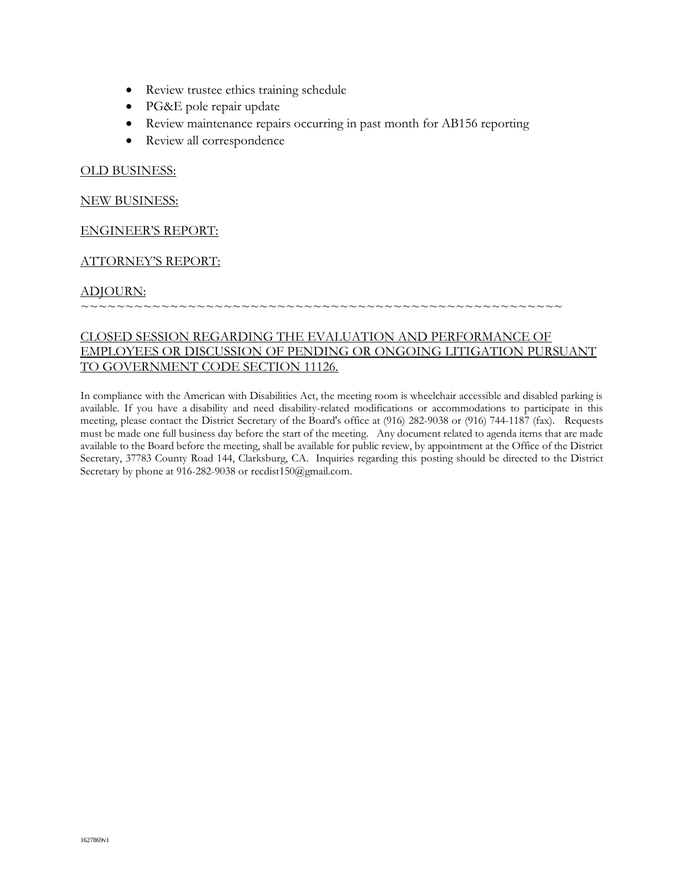- Review trustee ethics training schedule
- PG&E pole repair update
- Review maintenance repairs occurring in past month for AB156 reporting
- Review all correspondence

<u>OLD BUSINESS:</u>

<u>NEW BUSINESS:</u>

<u>ENGINEER'S REPORT:</u>

<u>ATTORNEY'S REPORT:</u>

<u>ADJOURN:</u>

~~~~~~~~~~~~~~~~~~~~~~~~~~~~~~~~~~~~~~~~~~~~~~~~~~~~~~~~

<u>CLOSED SESSION REGARDING THE EVALUATION AND PERFORMANCE OF EMPLOYEES OR DISCUSSION OF PENDING OR ONGOING LITIGATION PURSUANT TO GOVERNMENT CODE SECTION 11126.</u>

In compliance with the American with Disabilities Act, the meeting room is wheelchair accessible and disabled parking is available. If you have a disability and need disability-related modifications or accommodations to participate in this meeting, please contact the District Secretary of the Board's office at (916) 282-9038 or (916) 744-1187 (fax). Requests must be made one full business day before the start of the meeting. Any document related to agenda items that are made available to the Board before the meeting, shall be available for public review, by appointment at the Office of the District Secretary, 37783 County Road 144, Clarksburg, CA. Inquiries regarding this posting should be directed to the District Secretary by phone at 916-282-9038 or recdist150@gmail.com.

1627869v1